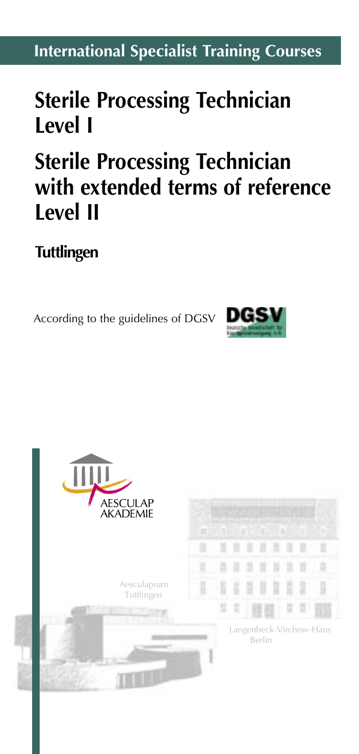**International Specialist Training Courses**

# Sterile Processing Technician Level I

# Sterile Processing Technician with extended terms of reference Level II

## Tuttlingen

According to the guidelines of DGSV

AESCULAP AKADEMIE

Aesculapium Tuttlingen

Langenbeck-Virchow-Haus Berlin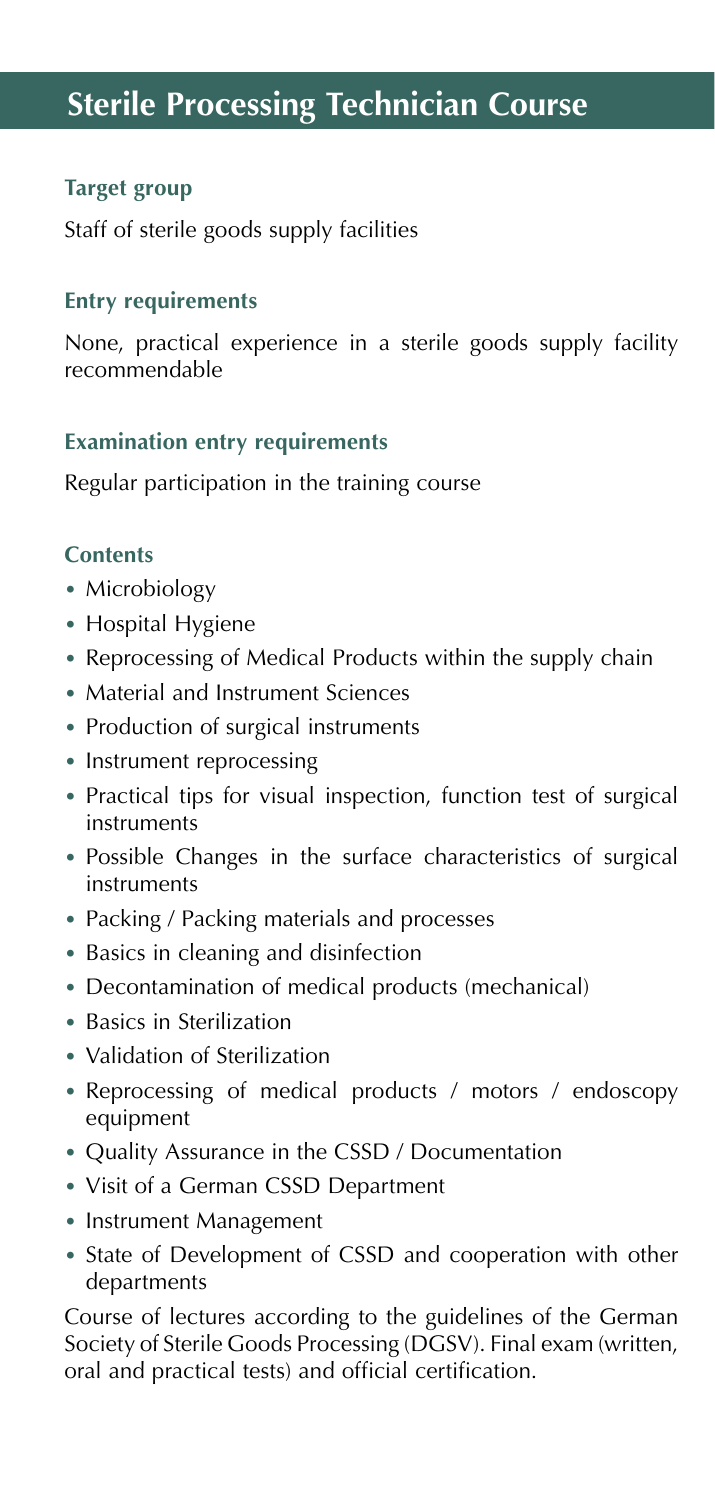# Sterile Processing Technician Course

### Target group

Staff of sterile goods supply facilities

### Entry requirements

None, practical experience in a sterile goods supply facility recommendable

### Examination entry requirements

Regular participation in the training course

### Contents

- Microbiology
- Hospital Hygiene
- Reprocessing of Medical Products within the supply chain
- Material and Instrument Sciences
- Production of surgical instruments
- Instrument reprocessing
- Practical tips for visual inspection, function test of surgical instruments
- Possible Changes in the surface characteristics of surgical instruments
- Packing / Packing materials and processes
- Basics in cleaning and disinfection
- Decontamination of medical products (mechanical)
- Basics in Sterilization
- Validation of Sterilization
- Reprocessing of medical products / motors / endoscopy equipment
- Quality Assurance in the CSSD / Documentation
- Visit of a German CSSD Department
- Instrument Management
- State of Development of CSSD and cooperation with other departments

Course of lectures according to the guidelines of the German Society of Sterile Goods Processing (DGSV). Final exam (written, oral and practical tests) and official certification.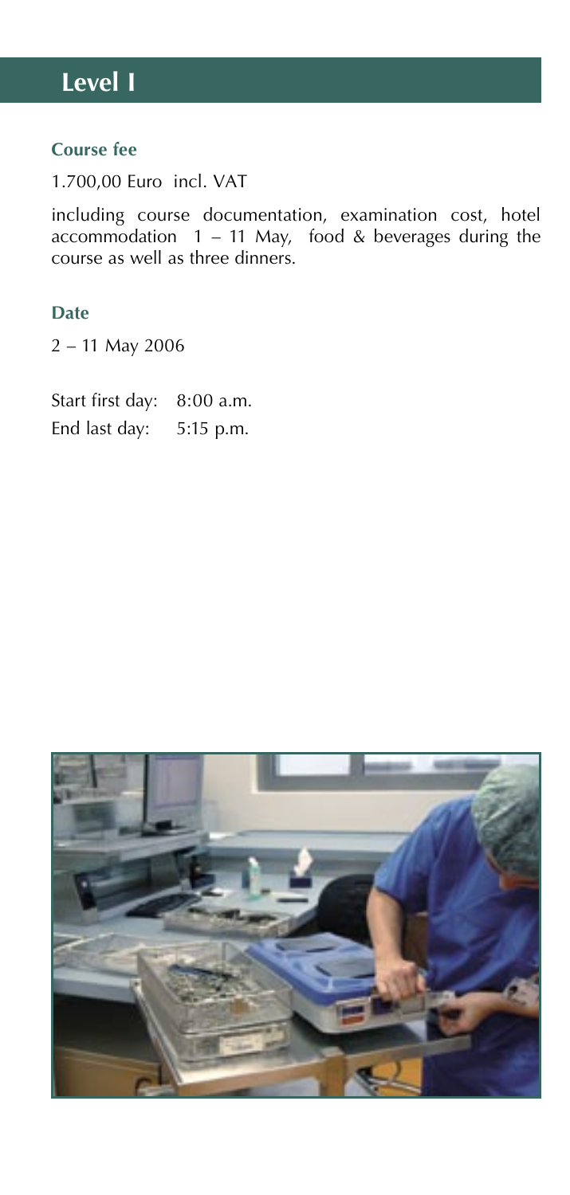# Level I

### Course fee

1.700,00 Euro incl. VAT

including course documentation, examination cost, hotel accommodation 1 – 11 May, food & beverages during the course as well as three dinners.

### Date

2 – 11 May 2006

Start first day: 8:00 a.m.
End last day: 5:15 p.m.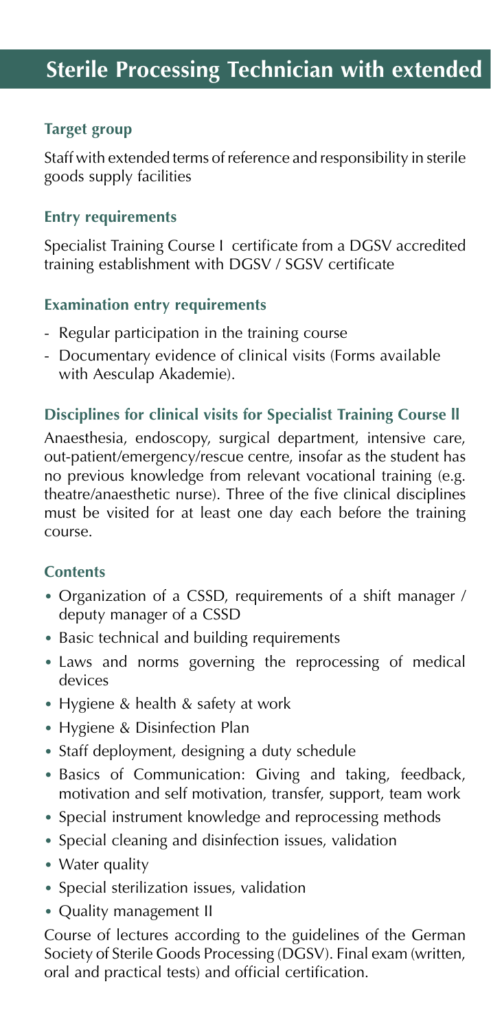# Sterile Processing Technician with extended

### Target group

Staff with extended terms of reference and responsibility in sterile goods supply facilities

### Entry requirements

Specialist Training Course I certificate from a DGSV accredited training establishment with DGSV / SGSV certificate

### Examination entry requirements

- Regular participation in the training course
- Documentary evidence of clinical visits (Forms available with Aesculap Akademie).

### Disciplines for clinical visits for Specialist Training Course II

Anaesthesia, endoscopy, surgical department, intensive care, out-patient/emergency/rescue centre, insofar as the student has no previous knowledge from relevant vocational training (e.g. theatre/anaesthetic nurse). Three of the five clinical disciplines must be visited for at least one day each before the training course.

### Contents

- Organization of a CSSD, requirements of a shift manager / deputy manager of a CSSD
- Basic technical and building requirements
- Laws and norms governing the reprocessing of medical devices
- Hygiene & health & safety at work
- Hygiene & Disinfection Plan
- Staff deployment, designing a duty schedule
- Basics of Communication: Giving and taking, feedback, motivation and self motivation, transfer, support, team work
- Special instrument knowledge and reprocessing methods
- Special cleaning and disinfection issues, validation
- Water quality
- Special sterilization issues, validation
- Quality management II

Course of lectures according to the guidelines of the German Society of Sterile Goods Processing (DGSV). Final exam (written, oral and practical tests) and official certification.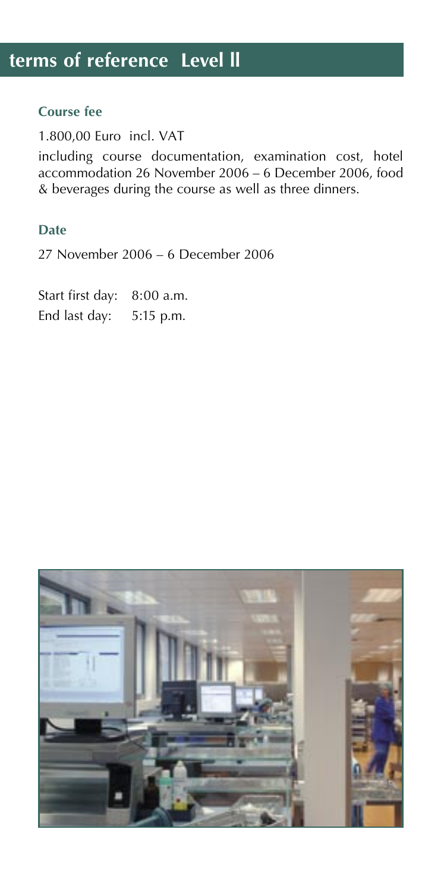# terms of reference Level II

### Course fee

1.800,00 Euro incl. VAT

including course documentation, examination cost, hotel accommodation 26 November 2006 – 6 December 2006, food & beverages during the course as well as three dinners.

### Date

27 November 2006 – 6 December 2006

Start first day: 8:00 a.m.
End last day: 5:15 p.m.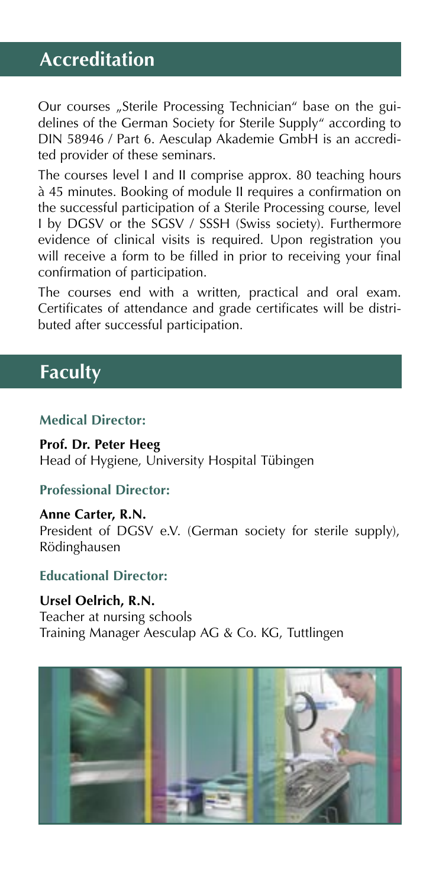## Accreditation

Our courses „Sterile Processing Technician" base on the guidelines of the German Society for Sterile Supply" according to DIN 58946 / Part 6. Aesculap Akademie GmbH is an accredited provider of these seminars.

The courses level I and II comprise approx. 80 teaching hours à 45 minutes. Booking of module II requires a confirmation on the successful participation of a Sterile Processing course, level I by DGSV or the SGSV / SSSH (Swiss society). Furthermore evidence of clinical visits is required. Upon registration you will receive a form to be filled in prior to receiving your final confirmation of participation.

The courses end with a written, practical and oral exam. Certificates of attendance and grade certificates will be distributed after successful participation.

## Faculty

### Medical Director:

**Prof. Dr. Peter Heeg**
Head of Hygiene, University Hospital Tübingen

### Professional Director:

**Anne Carter, R.N.**
President of DGSV e.V. (German society for sterile supply), Rödinghausen

### Educational Director:

**Ursel Oelrich, R.N.**
Teacher at nursing schools
Training Manager Aesculap AG & Co. KG, Tuttlingen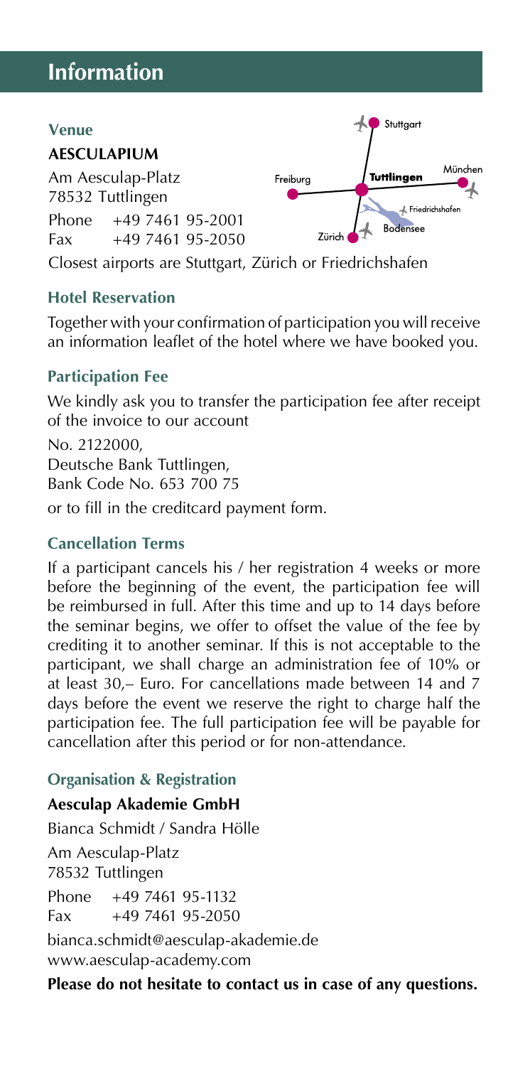# Information

### Venue

**AESCULAPIUM**

Am Aesculap-Platz
78532 Tuttlingen

Phone +49 7461 95-2001
Fax +49 7461 95-2050

Stuttgart
Freiburg
**Tuttlingen**
München
Friedrichshafen
Bodensee
Zürich

Closest airports are Stuttgart, Zürich or Friedrichshafen

### Hotel Reservation

Together with your confirmation of participation you will receive an information leaflet of the hotel where we have booked you.

### Participation Fee

We kindly ask you to transfer the participation fee after receipt of the invoice to our account

No. 2122000,
Deutsche Bank Tuttlingen,
Bank Code No. 653 700 75

or to fill in the creditcard payment form.

### Cancellation Terms

If a participant cancels his / her registration 4 weeks or more before the beginning of the event, the participation fee will be reimbursed in full. After this time and up to 14 days before the seminar begins, we offer to offset the value of the fee by crediting it to another seminar. If this is not acceptable to the participant, we shall charge an administration fee of 10% or at least 30,– Euro. For cancellations made between 14 and 7 days before the event we reserve the right to charge half the participation fee. The full participation fee will be payable for cancellation after this period or for non-attendance.

### Organisation & Registration

**Aesculap Akademie GmbH**

Bianca Schmidt / Sandra Hölle

Am Aesculap-Platz
78532 Tuttlingen

Phone +49 7461 95-1132
Fax +49 7461 95-2050

bianca.schmidt@aesculap-akademie.de
www.aesculap-academy.com

**Please do not hesitate to contact us in case of any questions.**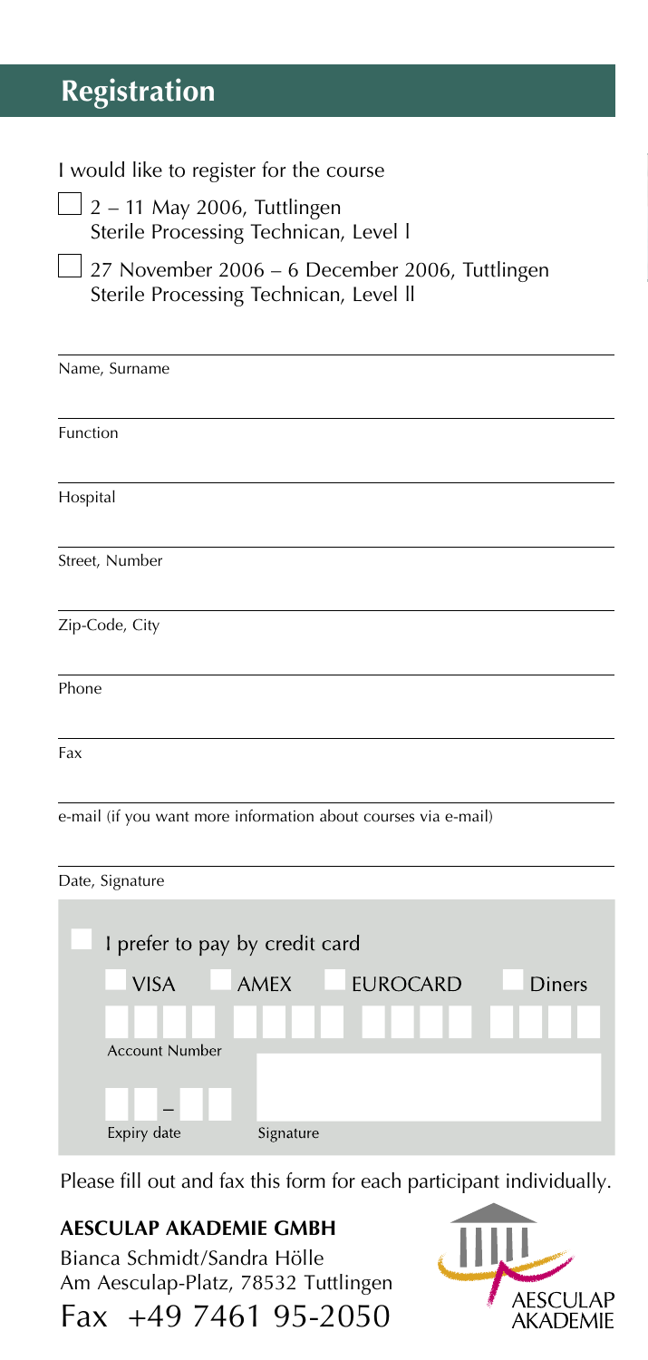# Registration

I would like to register for the course

- [ ] 2 – 11 May 2006, Tuttlingen
  Sterile Processing Technican, Level I
- [ ] 27 November 2006 – 6 December 2006, Tuttlingen
  Sterile Processing Technican, Level II

Name, Surname

Function

Hospital

Street, Number

Zip-Code, City

Phone

Fax

e-mail (if you want more information about courses via e-mail)

Date, Signature

- [ ] I prefer to pay by credit card
  - [ ] VISA
  - [ ] AMEX
  - [ ] EUROCARD
  - [ ] Diners

Account Number

–

Expiry date

Signature

Please fill out and fax this form for each participant individually.

**AESCULAP AKADEMIE GMBH**

Bianca Schmidt/Sandra Hölle
Am Aesculap-Platz, 78532 Tuttlingen
Fax +49 7461 95-2050

AESCULAP AKADEMIE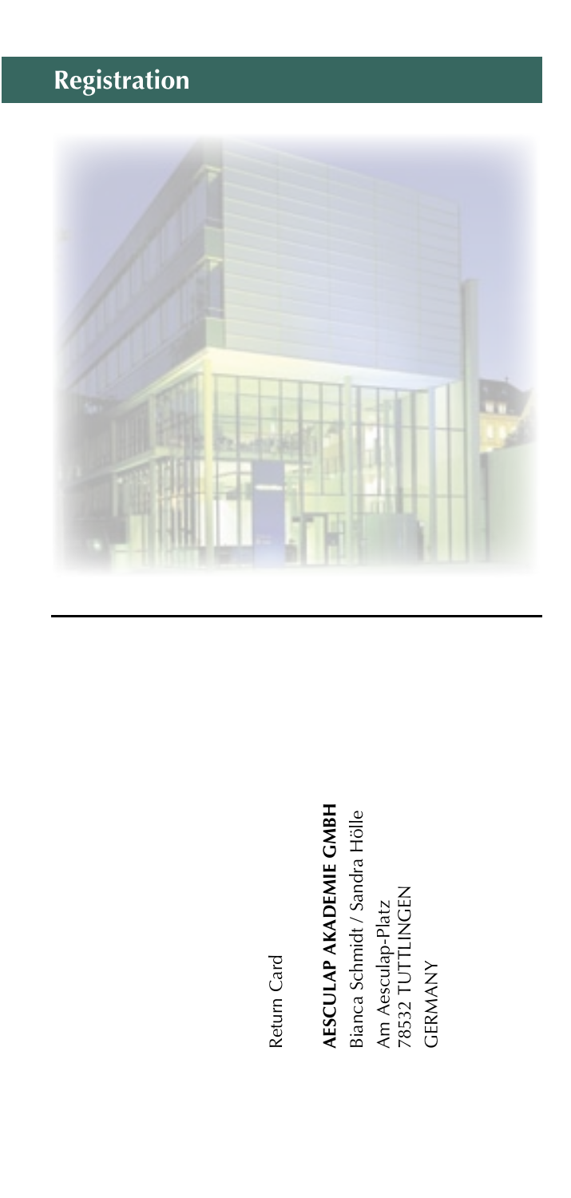# Registration

Return Card

**AESCULAP AKADEMIE GMBH**
Bianca Schmidt / Sandra Hölle

Am Aesculap-Platz
78532 TUTTLINGEN

GERMANY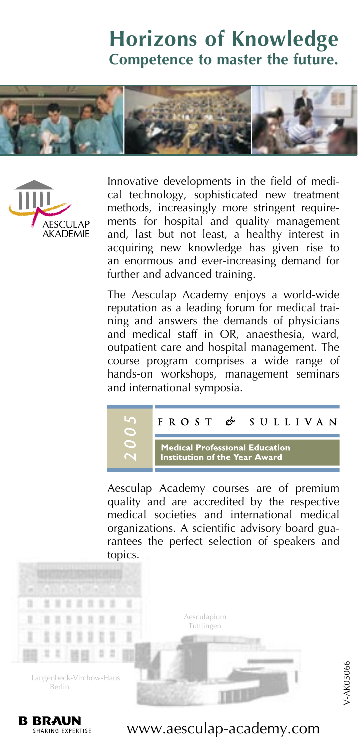# Horizons of Knowledge

## Competence to master the future.

AESCULAP AKADEMIE

Innovative developments in the field of medical technology, sophisticated new treatment methods, increasingly more stringent requirements for hospital and quality management and, last but not least, a healthy interest in acquiring new knowledge has given rise to an enormous and ever-increasing demand for further and advanced training.

The Aesculap Academy enjoys a world-wide reputation as a leading forum for medical training and answers the demands of physicians and medical staff in OR, anaesthesia, ward, outpatient care and hospital management. The course program comprises a wide range of hands-on workshops, management seminars and international symposia.

2005

FROST & SULLIVAN

**Medical Professional Education Institution of the Year Award**

Aesculap Academy courses are of premium quality and are accredited by the respective medical societies and international medical organizations. A scientific advisory board guarantees the perfect selection of speakers and topics.

Aesculapium Tuttlingen

Langenbeck-Virchow-Haus Berlin

V-AK05066

B|BRAUN SHARING EXPERTISE

www.aesculap-academy.com